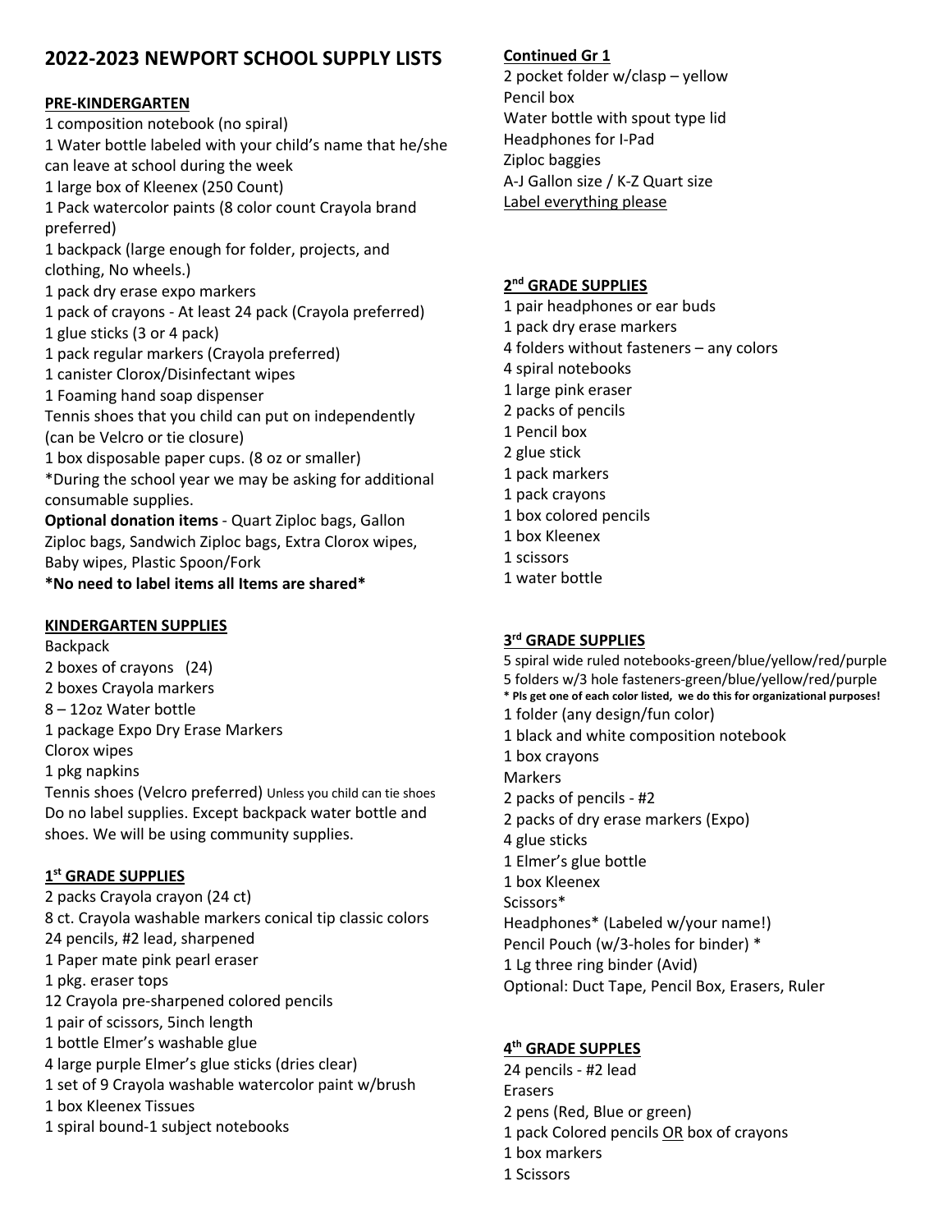# 2022-2023 NEWPORT SCHOOL SUPPLY LISTS

## PRE-KINDERGARTEN

1 composition notebook (no spiral)
1 Water bottle labeled with your child's name that he/she can leave at school during the week
1 large box of Kleenex (250 Count)
1 Pack watercolor paints (8 color count Crayola brand preferred)
1 backpack (large enough for folder, projects, and clothing, No wheels.)
1 pack dry erase expo markers
1 pack of crayons - At least 24 pack (Crayola preferred)
1 glue sticks (3 or 4 pack)
1 pack regular markers (Crayola preferred)
1 canister Clorox/Disinfectant wipes
1 Foaming hand soap dispenser
Tennis shoes that you child can put on independently (can be Velcro or tie closure)
1 box disposable paper cups. (8 oz or smaller)
*During the school year we may be asking for additional consumable supplies.
**Optional donation items** - Quart Ziploc bags, Gallon Ziploc bags, Sandwich Ziploc bags, Extra Clorox wipes, Baby wipes, Plastic Spoon/Fork
**\*No need to label items all Items are shared\***

## KINDERGARTEN SUPPLIES

Backpack
2 boxes of crayons (24)
2 boxes Crayola markers
8 – 12oz Water bottle
1 package Expo Dry Erase Markers
Clorox wipes
1 pkg napkins
Tennis shoes (Velcro preferred) Unless you child can tie shoes
Do no label supplies. Except backpack water bottle and shoes. We will be using community supplies.

## 1st GRADE SUPPLIES

2 packs Crayola crayon (24 ct)
8 ct. Crayola washable markers conical tip classic colors
24 pencils, #2 lead, sharpened
1 Paper mate pink pearl eraser
1 pkg. eraser tops
12 Crayola pre-sharpened colored pencils
1 pair of scissors, 5inch length
1 bottle Elmer's washable glue
4 large purple Elmer's glue sticks (dries clear)
1 set of 9 Crayola washable watercolor paint w/brush
1 box Kleenex Tissues
1 spiral bound-1 subject notebooks

## Continued Gr 1

2 pocket folder w/clasp – yellow
Pencil box
Water bottle with spout type lid
Headphones for I-Pad
Ziploc baggies
A-J Gallon size / K-Z Quart size
Label everything please

## 2nd GRADE SUPPLIES

1 pair headphones or ear buds
1 pack dry erase markers
4 folders without fasteners – any colors
4 spiral notebooks
1 large pink eraser
2 packs of pencils
1 Pencil box
2 glue stick
1 pack markers
1 pack crayons
1 box colored pencils
1 box Kleenex
1 scissors
1 water bottle

## 3rd GRADE SUPPLIES

5 spiral wide ruled notebooks-green/blue/yellow/red/purple
5 folders w/3 hole fasteners-green/blue/yellow/red/purple
**\* Pls get one of each color listed, we do this for organizational purposes!**
1 folder (any design/fun color)
1 black and white composition notebook
1 box crayons
Markers
2 packs of pencils - #2
2 packs of dry erase markers (Expo)
4 glue sticks
1 Elmer's glue bottle
1 box Kleenex
Scissors*
Headphones* (Labeled w/your name!)
Pencil Pouch (w/3-holes for binder) *
1 Lg three ring binder (Avid)
Optional: Duct Tape, Pencil Box, Erasers, Ruler

## 4th GRADE SUPPLES

24 pencils - #2 lead
Erasers
2 pens (Red, Blue or green)
1 pack Colored pencils OR box of crayons
1 box markers
1 Scissors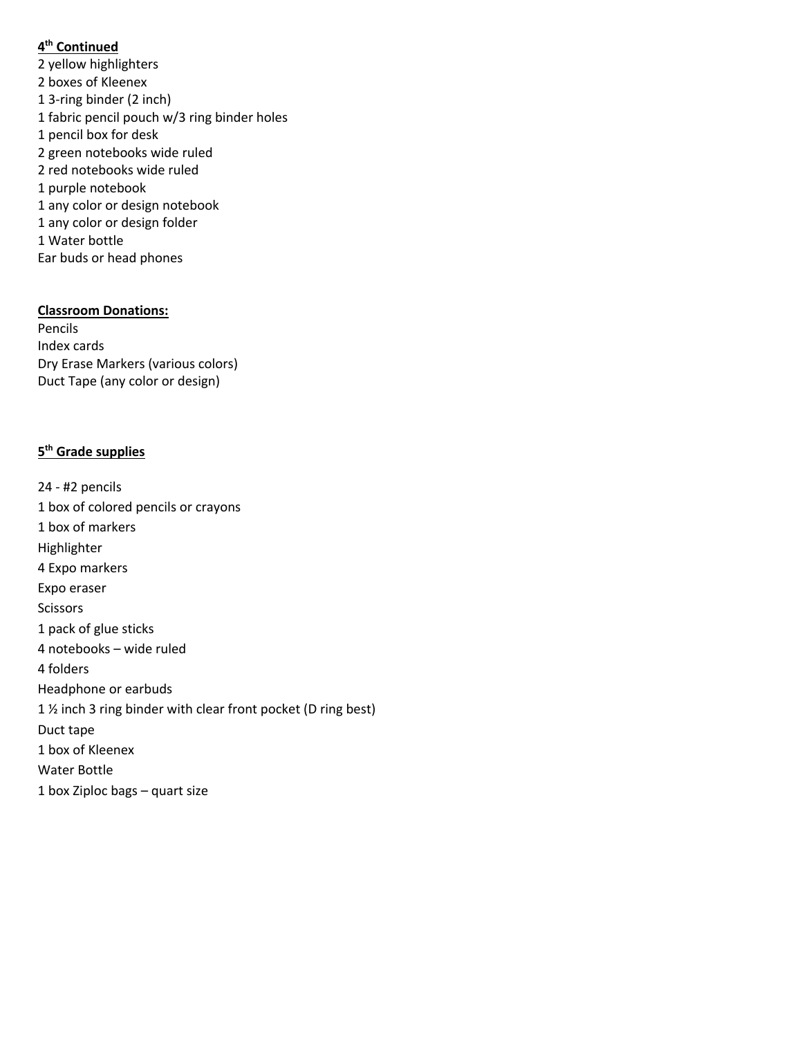**4th Continued**

2 yellow highlighters
2 boxes of Kleenex
1 3-ring binder (2 inch)
1 fabric pencil pouch w/3 ring binder holes
1 pencil box for desk
2 green notebooks wide ruled
2 red notebooks wide ruled
1 purple notebook
1 any color or design notebook
1 any color or design folder
1 Water bottle
Ear buds or head phones

**Classroom Donations:**

Pencils
Index cards
Dry Erase Markers (various colors)
Duct Tape (any color or design)

**5th Grade supplies**

24 - #2 pencils
1 box of colored pencils or crayons
1 box of markers
Highlighter
4 Expo markers
Expo eraser
Scissors
1 pack of glue sticks
4 notebooks – wide ruled
4 folders
Headphone or earbuds
1 ½ inch 3 ring binder with clear front pocket (D ring best)
Duct tape
1 box of Kleenex
Water Bottle
1 box Ziploc bags – quart size